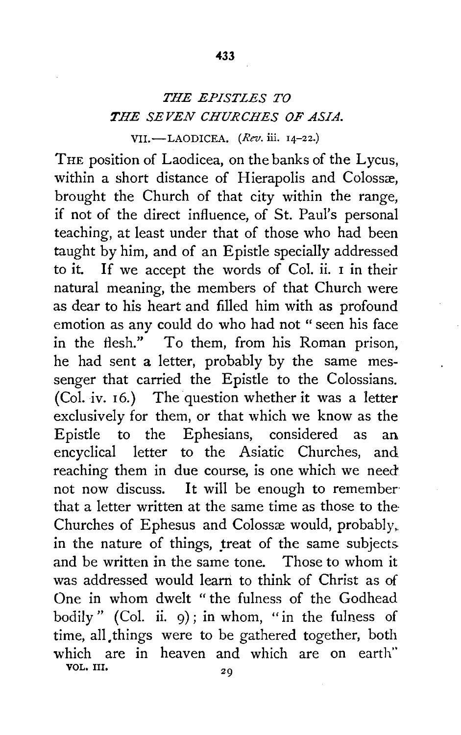## *THE EPISTLES TO THE SEVEN CHURCHES OF ASIA.*

### VII.—LAODICEA. (*Rev.* iii. 14–22.)

THE position of Laodicea, on the banks of the Lycus, within a short distance of Hierapolis and Colossæ, brought the Church of that city within the range, if not of the direct influence, of St. Paul's personal teaching, at least under that of those who had been taught by him, and of an Epistle specially addressed to it. If we accept the words of Col. ii. 1 in their natural meaning, the members of that Church were as dear to his heart and filled him with as profound emotion as any could do who had not "seen his face in the flesh." To them, from his Roman prison, he had sent a letter, probably by the same messenger that carried the Epistle to the Colossians. (Col. iv. 16.) The question whether it was a letter exclusively for them, or that which we know as the Epistle to the Ephesians, considered as an encyclical letter to the Asiatic Churches, and reaching them in due course, is one which we need not now discuss. It will be enough to remember that a letter written at the same time as those to the Churches of Ephesus and Colossæ would, probably, in the nature of things, treat of the same subjects and be written in the same tone. Those to whom it was addressed would learn to think of Christ as of One in whom dwelt "the fulness of the Godhead bodily" (Col. ii. 9); in whom, "in the fulness of time, all things were to be gathered together, both which are in heaven and which are on earth"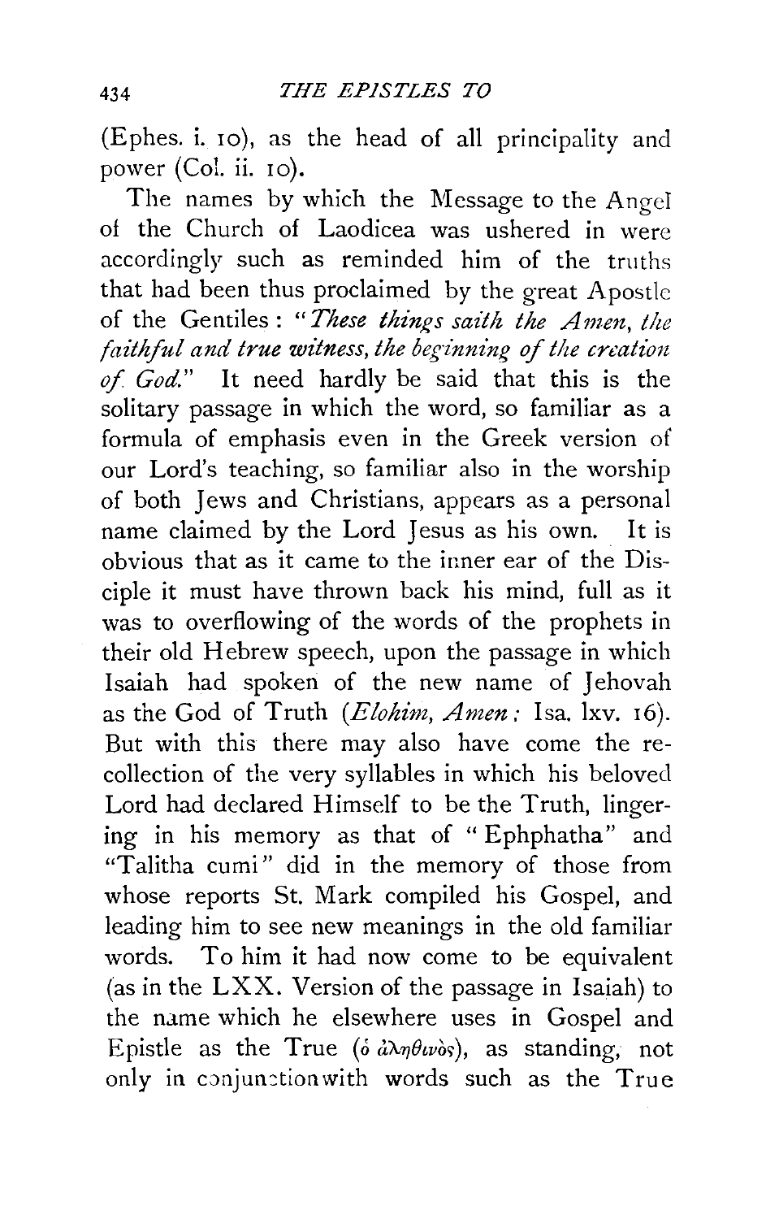(Ephes. i. 10), as the head of all principality and power (Col. ii. 10).

The names by which the Message to the Angel of the Church of Laodicea was ushered in were accordingly such as reminded him of the truths that had been thus proclaimed by the great Apostle of the Gentiles: "*These things saith the Amen, the faithful and true witness, the beginning of the creation of God.*" It need hardly be said that this is the solitary passage in which the word, so familiar as a formula of emphasis even in the Greek version of our Lord's teaching, so familiar also in the worship of both Jews and Christians, appears as a personal name claimed by the Lord Jesus as his own. It is obvious that as it came to the inner ear of the Disciple it must have thrown back his mind, full as it was to overflowing of the words of the prophets in their old Hebrew speech, upon the passage in which Isaiah had spoken of the new name of Jehovah as the God of Truth (*Elohim, Amen*: Isa. lxv. 16). But with this there may also have come the recollection of the very syllables in which his beloved Lord had declared Himself to be the Truth, lingering in his memory as that of "Ephphatha" and "Talitha cumi" did in the memory of those from whose reports St. Mark compiled his Gospel, and leading him to see new meanings in the old familiar words. To him it had now come to be equivalent (as in the LXX. Version of the passage in Isaiah) to the name which he elsewhere uses in Gospel and Epistle as the True (ὁ ἀληθινὸς), as standing, not only in conjunction with words such as the True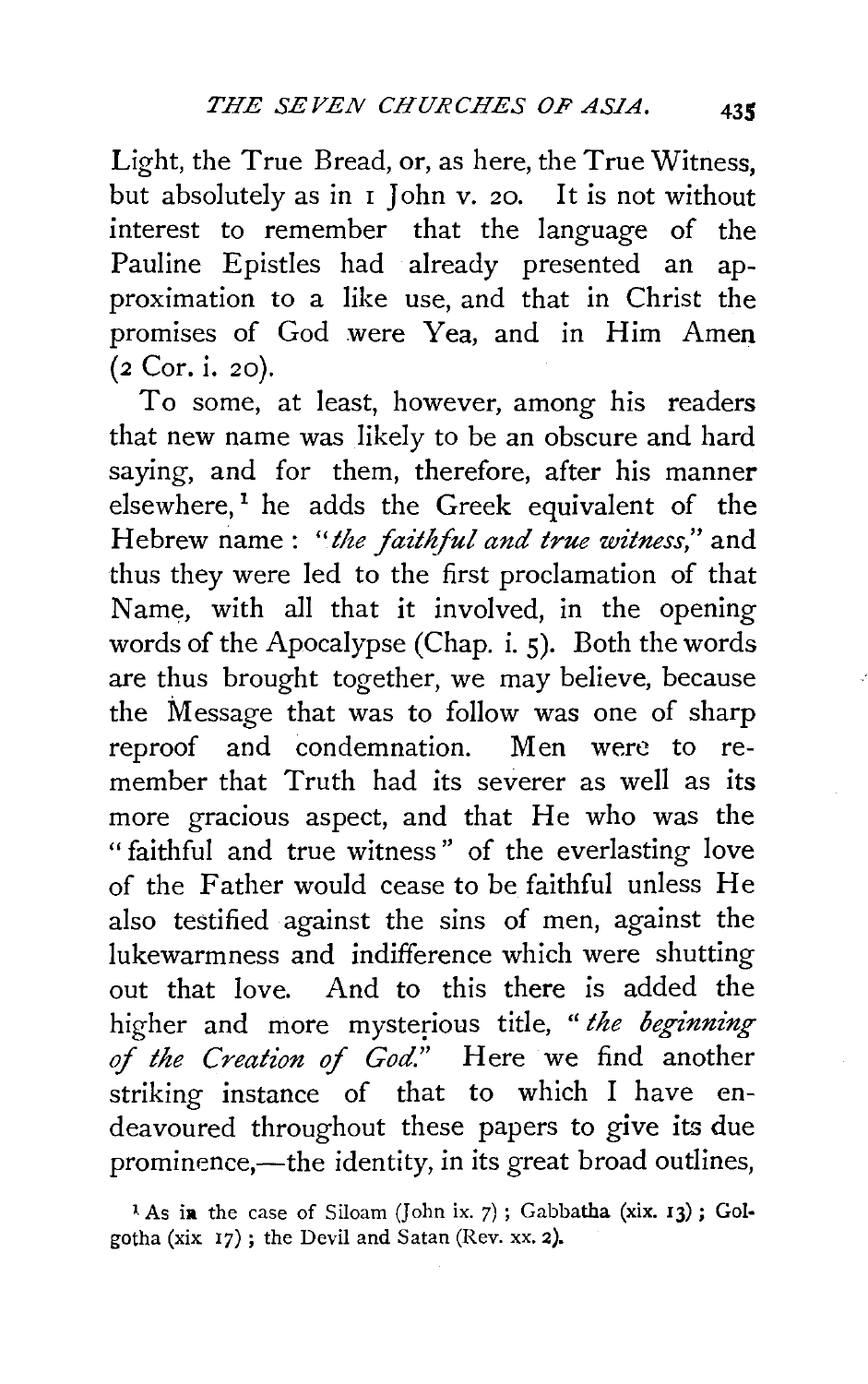Light, the True Bread, or, as here, the True Witness, but absolutely as in 1 John v. 20. It is not without interest to remember that the language of the Pauline Epistles had already presented an approximation to a like use, and that in Christ the promises of God were Yea, and in Him Amen (2 Cor. i. 20).

To some, at least, however, among his readers that new name was likely to be an obscure and hard saying, and for them, therefore, after his manner elsewhere,[1] he adds the Greek equivalent of the Hebrew name: "*the faithful and true witness*," and thus they were led to the first proclamation of that Name, with all that it involved, in the opening words of the Apocalypse (Chap. i. 5). Both the words are thus brought together, we may believe, because the Message that was to follow was one of sharp reproof and condemnation. Men were to remember that Truth had its severer as well as its more gracious aspect, and that He who was the "faithful and true witness" of the everlasting love of the Father would cease to be faithful unless He also testified against the sins of men, against the lukewarmness and indifference which were shutting out that love. And to this there is added the higher and more mysterious title, "*the beginning of the Creation of God*." Here we find another striking instance of that to which I have endeavoured throughout these papers to give its due prominence,—the identity, in its great broad outlines,

[1] As in the case of Siloam (John ix. 7); Gabbatha (xix. 13); Golgotha (xix 17); the Devil and Satan (Rev. xx. 2).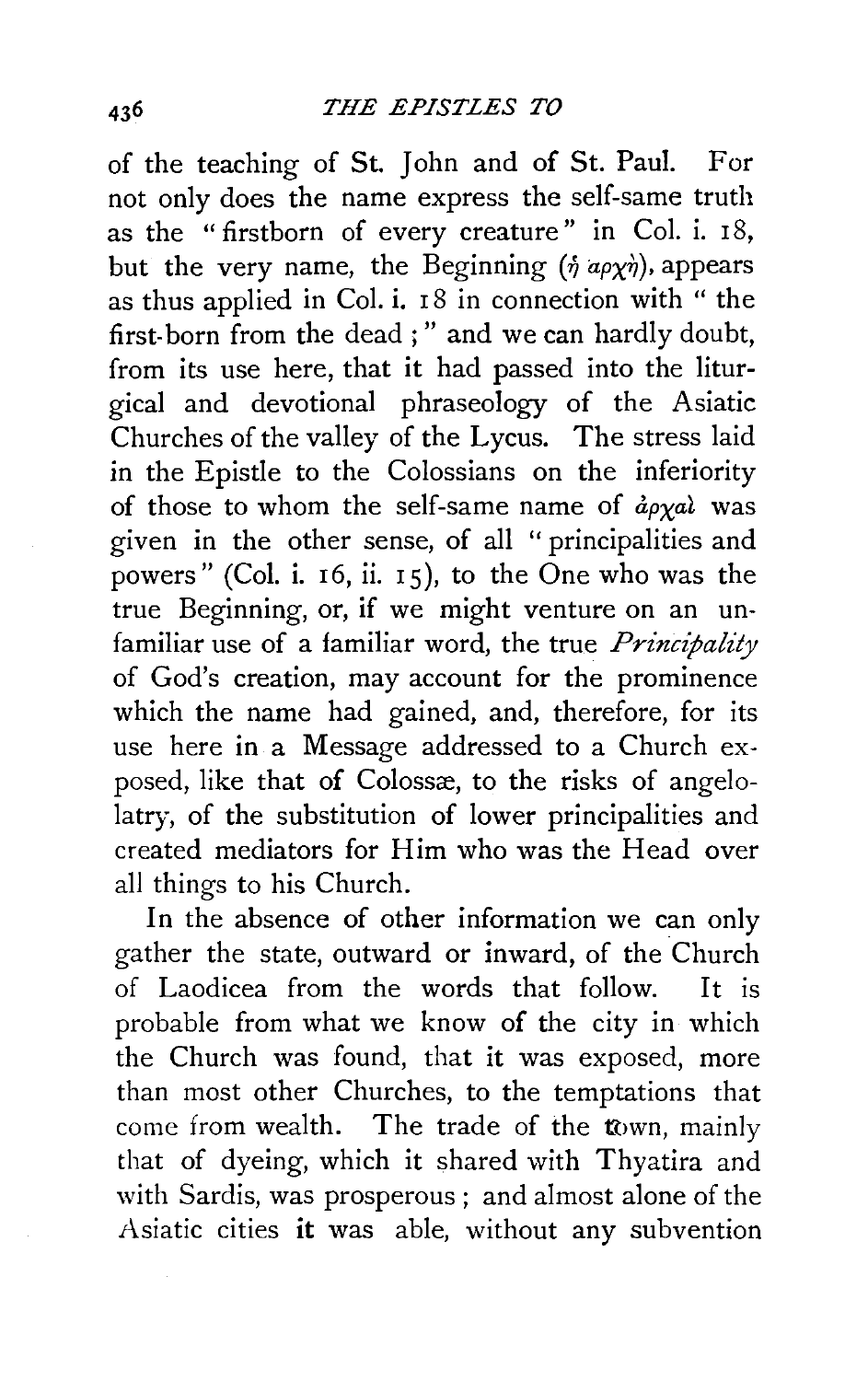of the teaching of St. John and of St. Paul. For not only does the name express the self-same truth as the "firstborn of every creature" in Col. i. 18, but the very name, the Beginning (ἡ ἀρχὴ), appears as thus applied in Col. i. 18 in connection with "the first-born from the dead;" and we can hardly doubt, from its use here, that it had passed into the liturgical and devotional phraseology of the Asiatic Churches of the valley of the Lycus. The stress laid in the Epistle to the Colossians on the inferiority of those to whom the self-same name of ἀρχαὶ was given in the other sense, of all "principalities and powers" (Col. i. 16, ii. 15), to the One who was the true Beginning, or, if we might venture on an unfamiliar use of a familiar word, the true *Principality* of God's creation, may account for the prominence which the name had gained, and, therefore, for its use here in a Message addressed to a Church exposed, like that of Colossæ, to the risks of angelolatry, of the substitution of lower principalities and created mediators for Him who was the Head over all things to his Church.

In the absence of other information we can only gather the state, outward or inward, of the Church of Laodicea from the words that follow. It is probable from what we know of the city in which the Church was found, that it was exposed, more than most other Churches, to the temptations that come from wealth. The trade of the town, mainly that of dyeing, which it shared with Thyatira and with Sardis, was prosperous; and almost alone of the Asiatic cities it was able, without any subvention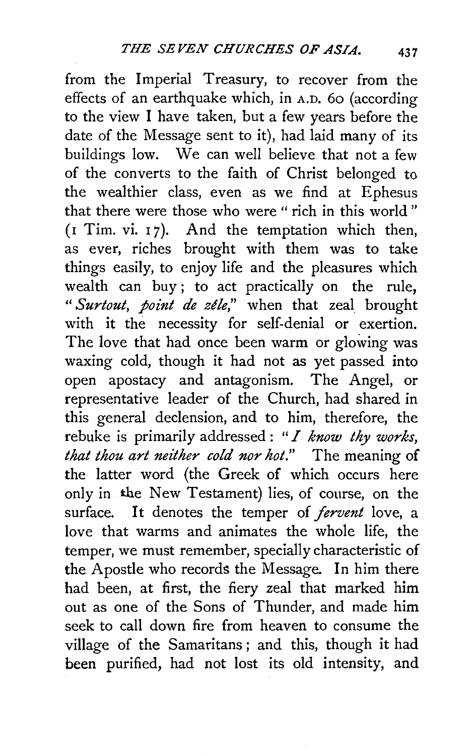from the Imperial Treasury, to recover from the effects of an earthquake which, in A.D. 60 (according to the view I have taken, but a few years before the date of the Message sent to it), had laid many of its buildings low. We can well believe that not a few of the converts to the faith of Christ belonged to the wealthier class, even as we find at Ephesus that there were those who were "rich in this world" (1 Tim. vi. 17). And the temptation which then, as ever, riches brought with them was to take things easily, to enjoy life and the pleasures which wealth can buy; to act practically on the rule, "*Surtout, point de zèle*," when that zeal brought with it the necessity for self-denial or exertion. The love that had once been warm or glowing was waxing cold, though it had not as yet passed into open apostacy and antagonism. The Angel, or representative leader of the Church, had shared in this general declension, and to him, therefore, the rebuke is primarily addressed: "*I know thy works, that thou art neither cold nor hot.*" The meaning of the latter word (the Greek of which occurs here only in the New Testament) lies, of course, on the surface. It denotes the temper of *fervent* love, a love that warms and animates the whole life, the temper, we must remember, specially characteristic of the Apostle who records the Message. In him there had been, at first, the fiery zeal that marked him out as one of the Sons of Thunder, and made him seek to call down fire from heaven to consume the village of the Samaritans; and this, though it had been purified, had not lost its old intensity, and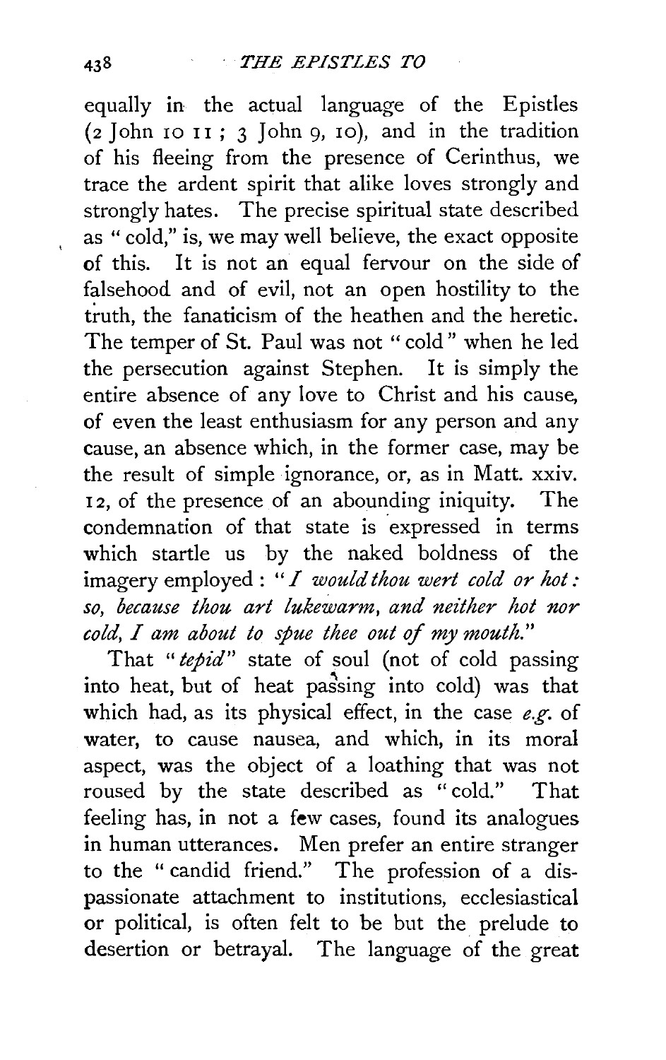equally in the actual language of the Epistles (2 John 10 11; 3 John 9, 10), and in the tradition of his fleeing from the presence of Cerinthus, we trace the ardent spirit that alike loves strongly and strongly hates. The precise spiritual state described as "cold," is, we may well believe, the exact opposite of this. It is not an equal fervour on the side of falsehood and of evil, not an open hostility to the truth, the fanaticism of the heathen and the heretic. The temper of St. Paul was not "cold" when he led the persecution against Stephen. It is simply the entire absence of any love to Christ and his cause, of even the least enthusiasm for any person and any cause, an absence which, in the former case, may be the result of simple ignorance, or, as in Matt. xxiv. 12, of the presence of an abounding iniquity. The condemnation of that state is expressed in terms which startle us by the naked boldness of the imagery employed: "*I would thou wert cold or hot: so, because thou art lukewarm, and neither hot nor cold, I am about to spue thee out of my mouth.*"

That "*tepid*" state of soul (not of cold passing into heat, but of heat passing into cold) was that which had, as its physical effect, in the case *e.g.* of water, to cause nausea, and which, in its moral aspect, was the object of a loathing that was not roused by the state described as "cold." That feeling has, in not a few cases, found its analogues in human utterances. Men prefer an entire stranger to the "candid friend." The profession of a dispassionate attachment to institutions, ecclesiastical or political, is often felt to be but the prelude to desertion or betrayal. The language of the great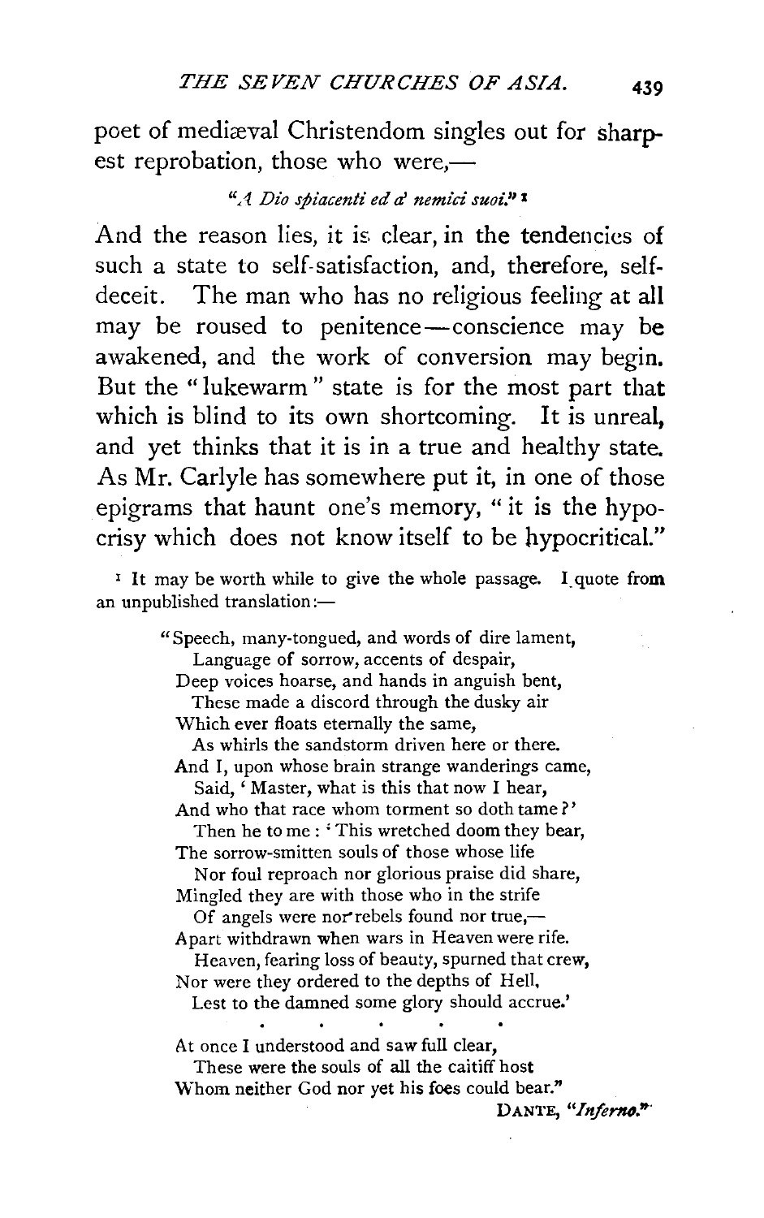poet of mediæval Christendom singles out for sharpest reprobation, those who were,—

*"A Dio spiacenti ed a' nemici suoi."* [1]

And the reason lies, it is clear, in the tendencies of such a state to self-satisfaction, and, therefore, self-deceit. The man who has no religious feeling at all may be roused to penitence—conscience may be awakened, and the work of conversion may begin. But the "lukewarm" state is for the most part that which is blind to its own shortcoming. It is unreal, and yet thinks that it is in a true and healthy state. As Mr. Carlyle has somewhere put it, in one of those epigrams that haunt one's memory, "it is the hypocrisy which does not know itself to be hypocritical."

[1] It may be worth while to give the whole passage. I quote from an unpublished translation:—

> "Speech, many-tongued, and words of dire lament,
> Language of sorrow, accents of despair,
> Deep voices hoarse, and hands in anguish bent,
> These made a discord through the dusky air
> Which ever floats eternally the same,
> As whirls the sandstorm driven here or there.
> And I, upon whose brain strange wanderings came,
> Said, 'Master, what is this that now I hear,
> And who that race whom torment so doth tame?'
> Then he to me: 'This wretched doom they bear,
> The sorrow-smitten souls of those whose life
> Nor foul reproach nor glorious praise did share,
> Mingled they are with those who in the strife
> Of angels were nor rebels found nor true,—
> Apart withdrawn when wars in Heaven were rife.
> Heaven, fearing loss of beauty, spurned that crew,
> Nor were they ordered to the depths of Hell,
> Lest to the damned some glory should accrue.'
>
> . . . . .
>
> At once I understood and saw full clear,
> These were the souls of all the caitiff host
> Whom neither God nor yet his foes could bear."
>
> DANTE, *"Inferno."*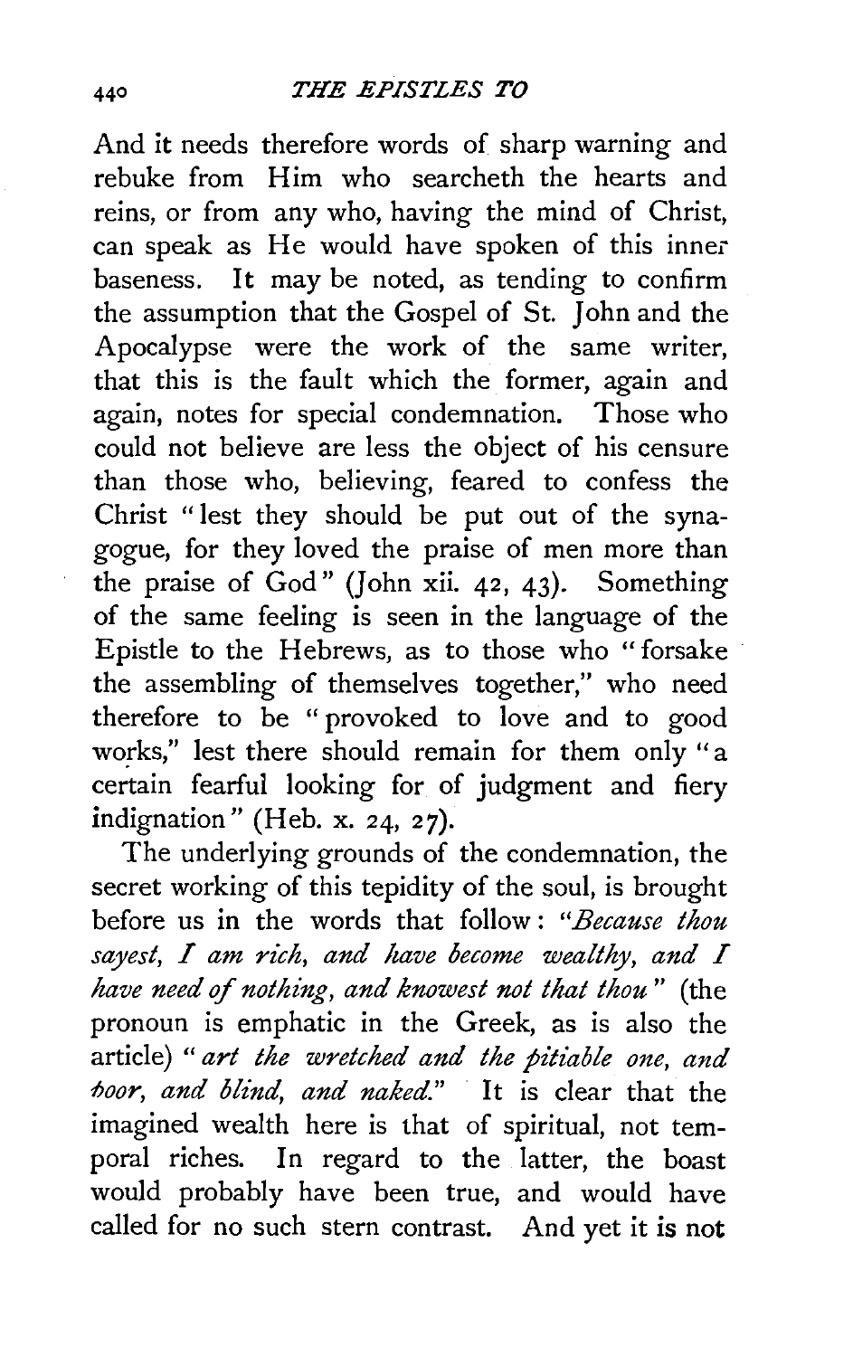And it needs therefore words of sharp warning and rebuke from Him who searcheth the hearts and reins, or from any who, having the mind of Christ, can speak as He would have spoken of this inner baseness. It may be noted, as tending to confirm the assumption that the Gospel of St. John and the Apocalypse were the work of the same writer, that this is the fault which the former, again and again, notes for special condemnation. Those who could not believe are less the object of his censure than those who, believing, feared to confess the Christ "lest they should be put out of the synagogue, for they loved the praise of men more than the praise of God" (John xii. 42, 43). Something of the same feeling is seen in the language of the Epistle to the Hebrews, as to those who "forsake the assembling of themselves together," who need therefore to be "provoked to love and to good works," lest there should remain for them only "a certain fearful looking for of judgment and fiery indignation" (Heb. x. 24, 27).

The underlying grounds of the condemnation, the secret working of this tepidity of the soul, is brought before us in the words that follow: *"Because thou sayest, I am rich, and have become wealthy, and I have need of nothing, and knowest not that thou"* (the pronoun is emphatic in the Greek, as is also the article) *"art the wretched and the pitiable one, and poor, and blind, and naked."* It is clear that the imagined wealth here is that of spiritual, not temporal riches. In regard to the latter, the boast would probably have been true, and would have called for no such stern contrast. And yet it is not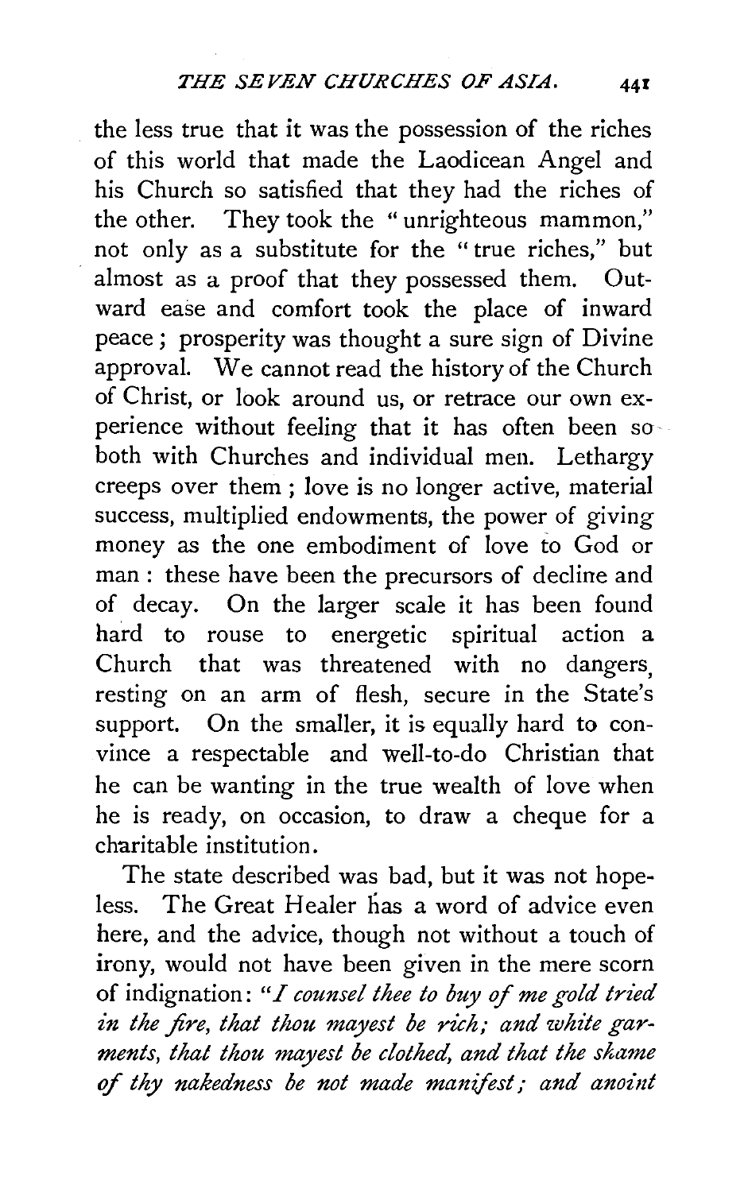the less true that it was the possession of the riches of this world that made the Laodicean Angel and his Church so satisfied that they had the riches of the other. They took the "unrighteous mammon," not only as a substitute for the "true riches," but almost as a proof that they possessed them. Outward ease and comfort took the place of inward peace; prosperity was thought a sure sign of Divine approval. We cannot read the history of the Church of Christ, or look around us, or retrace our own experience without feeling that it has often been so both with Churches and individual men. Lethargy creeps over them; love is no longer active, material success, multiplied endowments, the power of giving money as the one embodiment of love to God or man: these have been the precursors of decline and of decay. On the larger scale it has been found hard to rouse to energetic spiritual action a Church that was threatened with no dangers, resting on an arm of flesh, secure in the State's support. On the smaller, it is equally hard to convince a respectable and well-to-do Christian that he can be wanting in the true wealth of love when he is ready, on occasion, to draw a cheque for a charitable institution.

The state described was bad, but it was not hopeless. The Great Healer has a word of advice even here, and the advice, though not without a touch of irony, would not have been given in the mere scorn of indignation: "*I counsel thee to buy of me gold tried in the fire, that thou mayest be rich; and white garments, that thou mayest be clothed, and that the shame of thy nakedness be not made manifest; and anoint*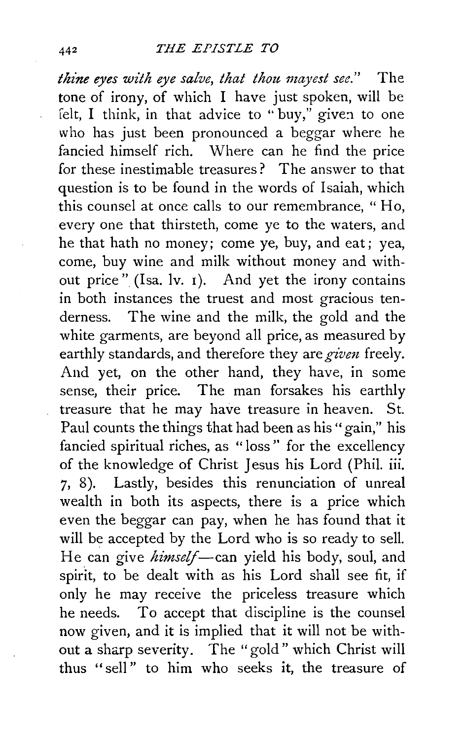*thine eyes with eye salve, that thou mayest see.*" The tone of irony, of which I have just spoken, will be felt, I think, in that advice to "buy," given to one who has just been pronounced a beggar where he fancied himself rich. Where can he find the price for these inestimable treasures? The answer to that question is to be found in the words of Isaiah, which this counsel at once calls to our remembrance, "Ho, every one that thirsteth, come ye to the waters, and he that hath no money; come ye, buy, and eat; yea, come, buy wine and milk without money and without price" (Isa. lv. 1). And yet the irony contains in both instances the truest and most gracious tenderness. The wine and the milk, the gold and the white garments, are beyond all price, as measured by earthly standards, and therefore they are *given* freely. And yet, on the other hand, they have, in some sense, their price. The man forsakes his earthly treasure that he may have treasure in heaven. St. Paul counts the things that had been as his "gain," his fancied spiritual riches, as "loss" for the excellency of the knowledge of Christ Jesus his Lord (Phil. iii. 7, 8). Lastly, besides this renunciation of unreal wealth in both its aspects, there is a price which even the beggar can pay, when he has found that it will be accepted by the Lord who is so ready to sell. He can give *himself*—can yield his body, soul, and spirit, to be dealt with as his Lord shall see fit, if only he may receive the priceless treasure which he needs. To accept that discipline is the counsel now given, and it is implied that it will not be without a sharp severity. The "gold" which Christ will thus "sell" to him who seeks it, the treasure of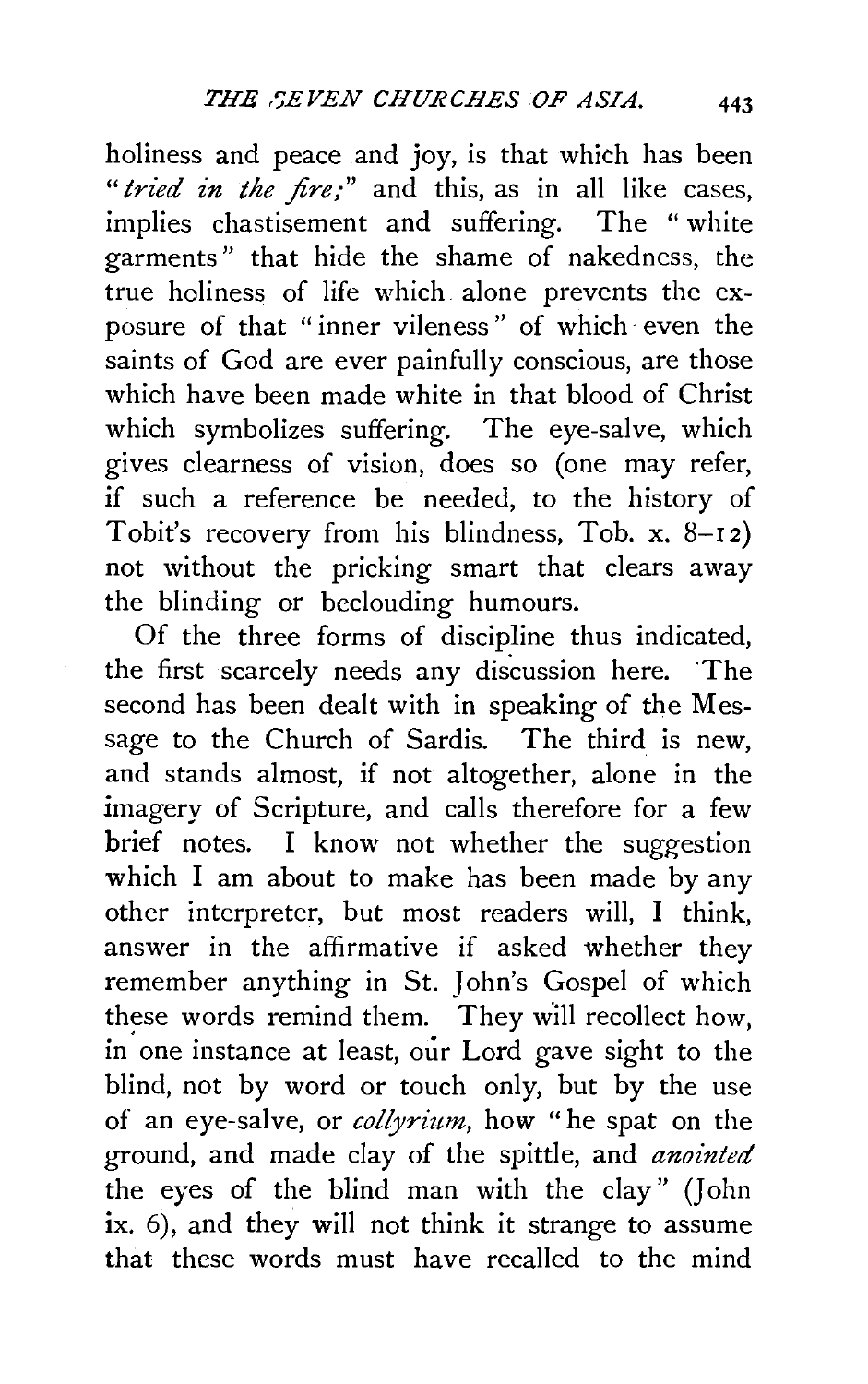holiness and peace and joy, is that which has been "*tried in the fire;*" and this, as in all like cases, implies chastisement and suffering. The "white garments" that hide the shame of nakedness, the true holiness of life which alone prevents the exposure of that "inner vileness" of which even the saints of God are ever painfully conscious, are those which have been made white in that blood of Christ which symbolizes suffering. The eye-salve, which gives clearness of vision, does so (one may refer, if such a reference be needed, to the history of Tobit's recovery from his blindness, Tob. x. 8–12) not without the pricking smart that clears away the blinding or beclouding humours.

Of the three forms of discipline thus indicated, the first scarcely needs any discussion here. The second has been dealt with in speaking of the Message to the Church of Sardis. The third is new, and stands almost, if not altogether, alone in the imagery of Scripture, and calls therefore for a few brief notes. I know not whether the suggestion which I am about to make has been made by any other interpreter, but most readers will, I think, answer in the affirmative if asked whether they remember anything in St. John's Gospel of which these words remind them. They will recollect how, in one instance at least, our Lord gave sight to the blind, not by word or touch only, but by the use of an eye-salve, or *collyrium*, how "he spat on the ground, and made clay of the spittle, and *anointed* the eyes of the blind man with the clay" (John ix. 6), and they will not think it strange to assume that these words must have recalled to the mind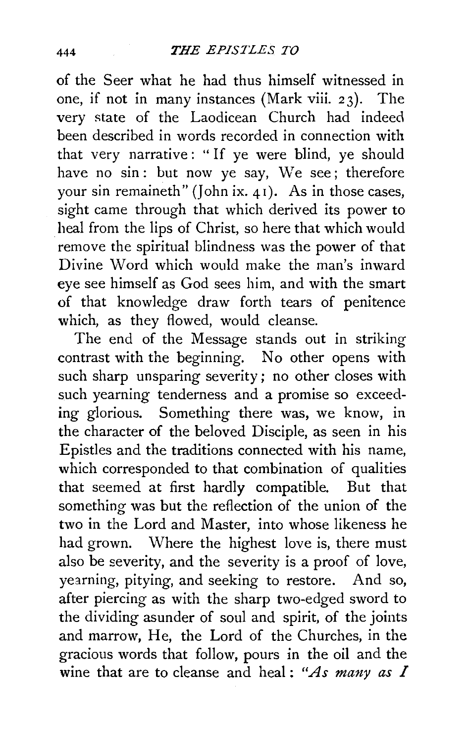of the Seer what he had thus himself witnessed in one, if not in many instances (Mark viii. 23). The very state of the Laodicean Church had indeed been described in words recorded in connection with that very narrative: "If ye were blind, ye should have no sin: but now ye say, We see; therefore your sin remaineth" (John ix. 41). As in those cases, sight came through that which derived its power to heal from the lips of Christ, so here that which would remove the spiritual blindness was the power of that Divine Word which would make the man's inward eye see himself as God sees him, and with the smart of that knowledge draw forth tears of penitence which, as they flowed, would cleanse.

The end of the Message stands out in striking contrast with the beginning. No other opens with such sharp unsparing severity; no other closes with such yearning tenderness and a promise so exceeding glorious. Something there was, we know, in the character of the beloved Disciple, as seen in his Epistles and the traditions connected with his name, which corresponded to that combination of qualities that seemed at first hardly compatible. But that something was but the reflection of the union of the two in the Lord and Master, into whose likeness he had grown. Where the highest love is, there must also be severity, and the severity is a proof of love, yearning, pitying, and seeking to restore. And so, after piercing as with the sharp two-edged sword to the dividing asunder of soul and spirit, of the joints and marrow, He, the Lord of the Churches, in the gracious words that follow, pours in the oil and the wine that are to cleanse and heal: *"As many as I*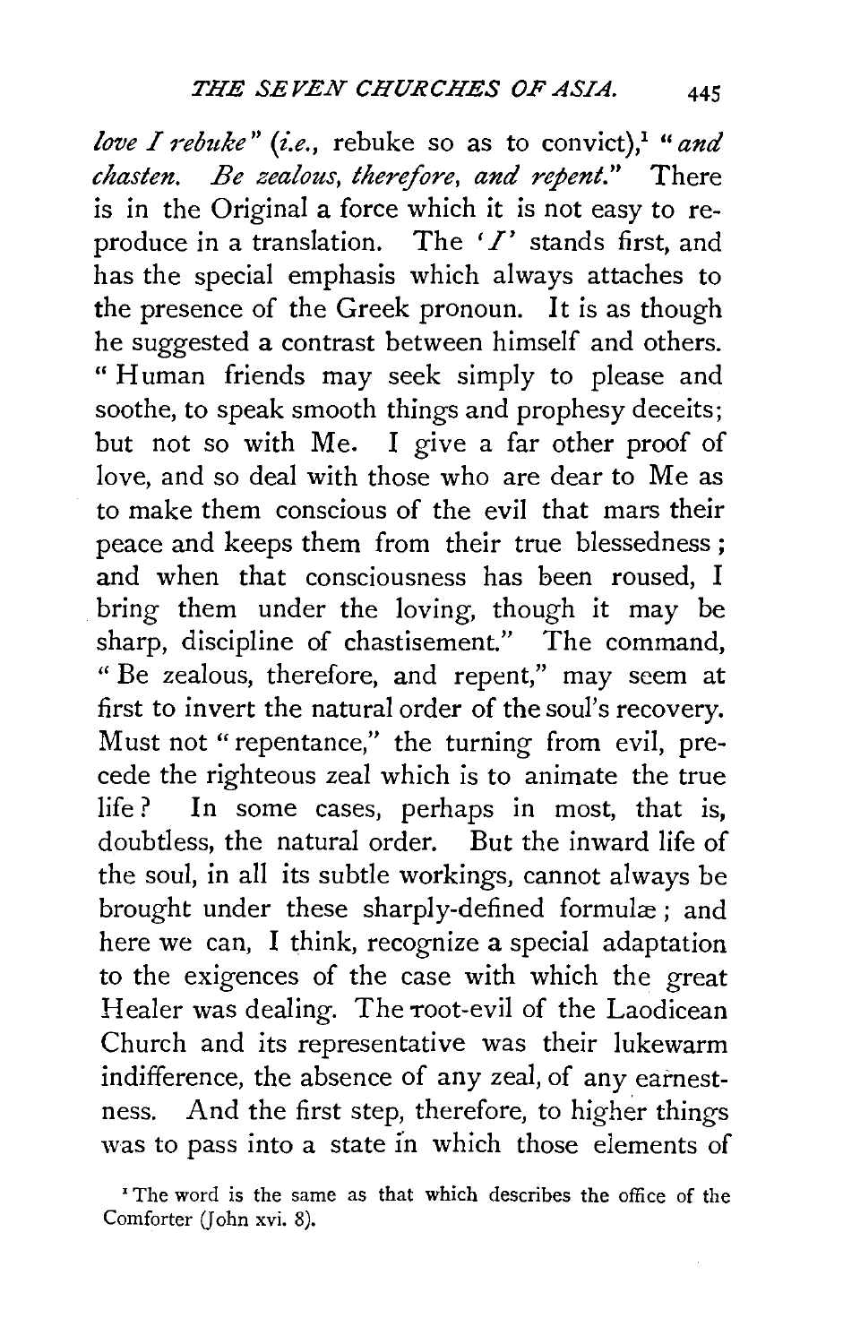*love I rebuke*" (*i.e.*, rebuke so as to convict),[1] "*and chasten. Be zealous, therefore, and repent.*" There is in the Original a force which it is not easy to reproduce in a translation. The '*I*' stands first, and has the special emphasis which always attaches to the presence of the Greek pronoun. It is as though he suggested a contrast between himself and others. "Human friends may seek simply to please and soothe, to speak smooth things and prophesy deceits; but not so with Me. I give a far other proof of love, and so deal with those who are dear to Me as to make them conscious of the evil that mars their peace and keeps them from their true blessedness; and when that consciousness has been roused, I bring them under the loving, though it may be sharp, discipline of chastisement." The command, "Be zealous, therefore, and repent," may seem at first to invert the natural order of the soul's recovery. Must not "repentance," the turning from evil, precede the righteous zeal which is to animate the true life? In some cases, perhaps in most, that is, doubtless, the natural order. But the inward life of the soul, in all its subtle workings, cannot always be brought under these sharply-defined formulæ; and here we can, I think, recognize a special adaptation to the exigences of the case with which the great Healer was dealing. The root-evil of the Laodicean Church and its representative was their lukewarm indifference, the absence of any zeal, of any earnestness. And the first step, therefore, to higher things was to pass into a state in which those elements of

[1] The word is the same as that which describes the office of the Comforter (John xvi. 8).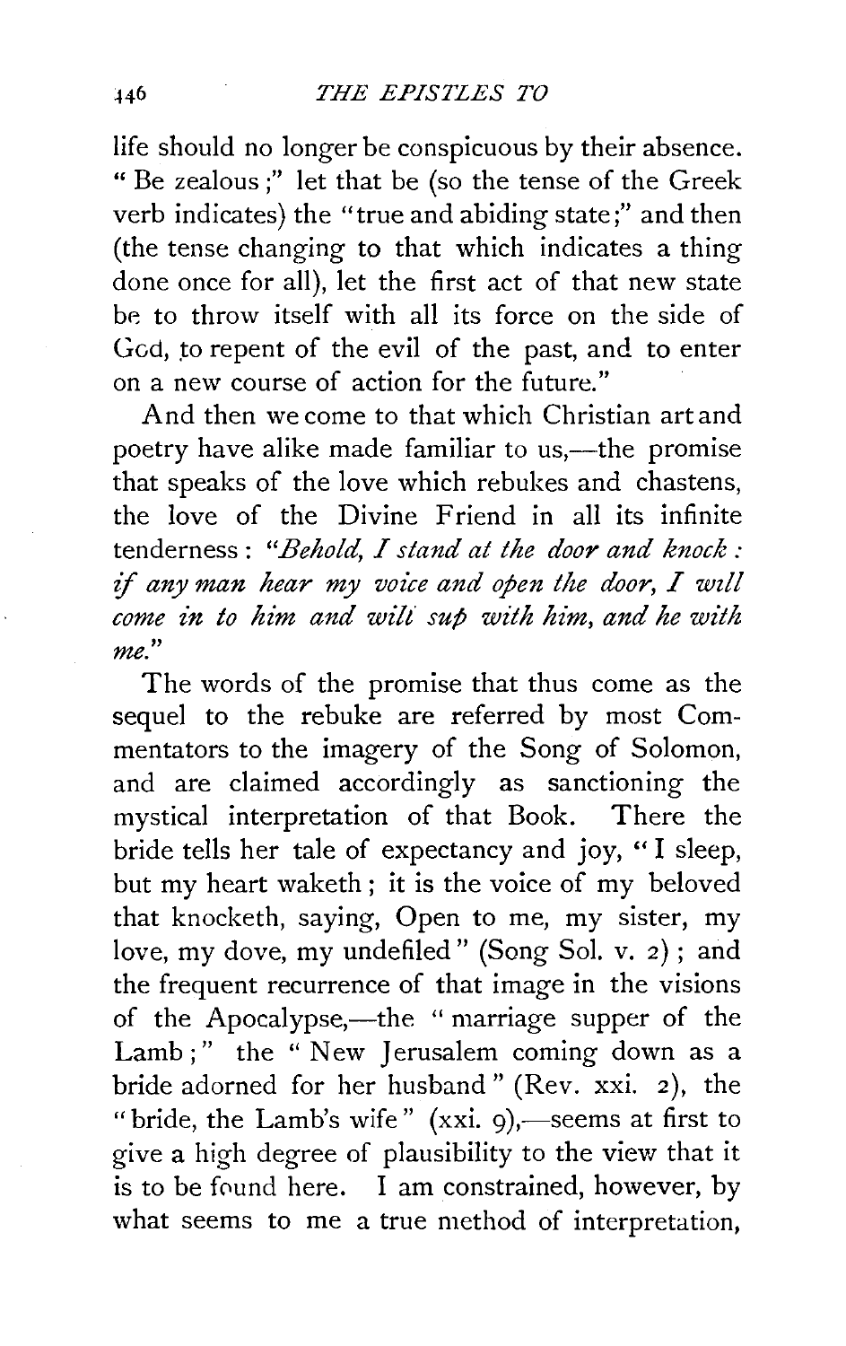life should no longer be conspicuous by their absence. "Be zealous;" let that be (so the tense of the Greek verb indicates) the "true and abiding state;" and then (the tense changing to that which indicates a thing done once for all), let the first act of that new state be to throw itself with all its force on the side of God, to repent of the evil of the past, and to enter on a new course of action for the future."

And then we come to that which Christian art and poetry have alike made familiar to us,—the promise that speaks of the love which rebukes and chastens, the love of the Divine Friend in all its infinite tenderness: *"Behold, I stand at the door and knock: if any man hear my voice and open the door, I will come in to him and will sup with him, and he with me."*

The words of the promise that thus come as the sequel to the rebuke are referred by most Commentators to the imagery of the Song of Solomon, and are claimed accordingly as sanctioning the mystical interpretation of that Book. There the bride tells her tale of expectancy and joy, "I sleep, but my heart waketh; it is the voice of my beloved that knocketh, saying, Open to me, my sister, my love, my dove, my undefiled" (Song Sol. v. 2); and the frequent recurrence of that image in the visions of the Apocalypse,—the "marriage supper of the Lamb;" the "New Jerusalem coming down as a bride adorned for her husband" (Rev. xxi. 2), the "bride, the Lamb's wife" (xxi. 9),—seems at first to give a high degree of plausibility to the view that it is to be found here. I am constrained, however, by what seems to me a true method of interpretation,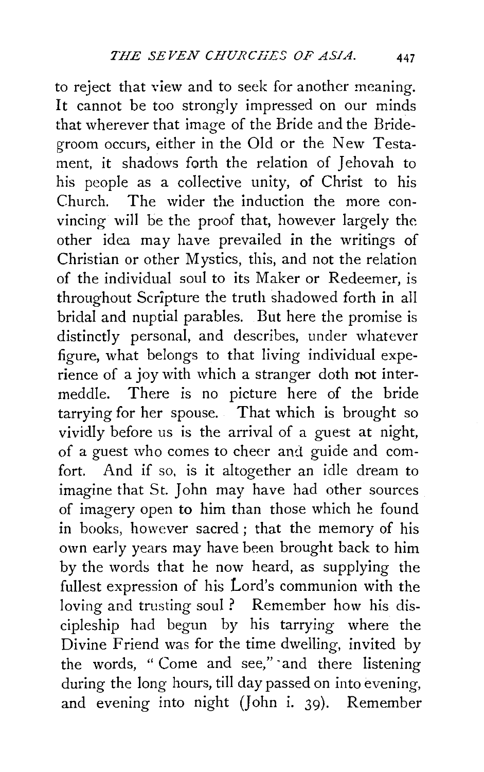to reject that view and to seek for another meaning. It cannot be too strongly impressed on our minds that wherever that image of the Bride and the Bridegroom occurs, either in the Old or the New Testament, it shadows forth the relation of Jehovah to his people as a collective unity, of Christ to his Church. The wider the induction the more convincing will be the proof that, however largely the other idea may have prevailed in the writings of Christian or other Mystics, this, and not the relation of the individual soul to its Maker or Redeemer, is throughout Scripture the truth shadowed forth in all bridal and nuptial parables. But here the promise is distinctly personal, and describes, under whatever figure, what belongs to that living individual experience of a joy with which a stranger doth not intermeddle. There is no picture here of the bride tarrying for her spouse. That which is brought so vividly before us is the arrival of a guest at night, of a guest who comes to cheer and guide and comfort. And if so, is it altogether an idle dream to imagine that St. John may have had other sources of imagery open to him than those which he found in books, however sacred; that the memory of his own early years may have been brought back to him by the words that he now heard, as supplying the fullest expression of his Lord's communion with the loving and trusting soul? Remember how his discipleship had begun by his tarrying where the Divine Friend was for the time dwelling, invited by the words, "Come and see," and there listening during the long hours, till day passed on into evening, and evening into night (John i. 39). Remember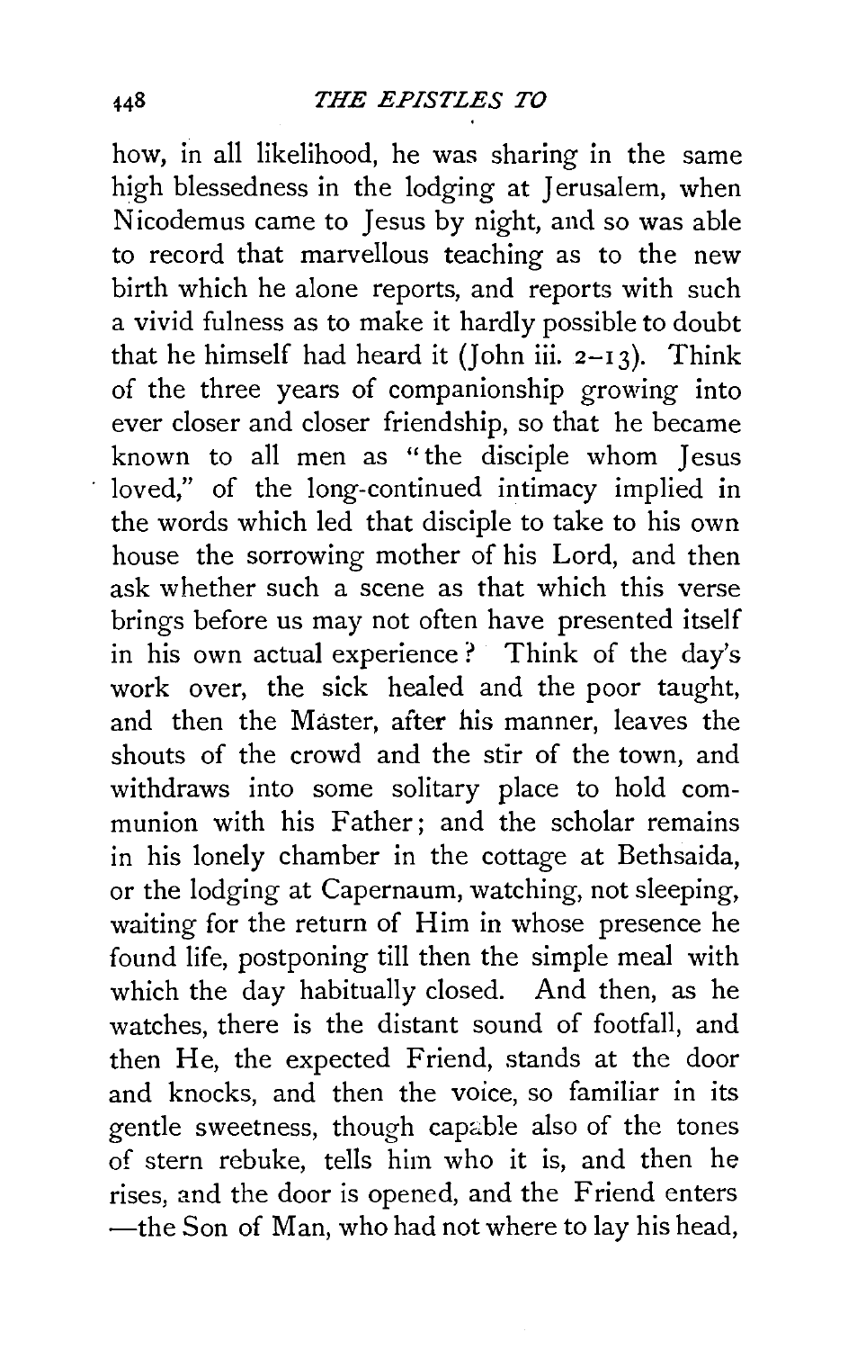how, in all likelihood, he was sharing in the same high blessedness in the lodging at Jerusalem, when Nicodemus came to Jesus by night, and so was able to record that marvellous teaching as to the new birth which he alone reports, and reports with such a vivid fulness as to make it hardly possible to doubt that he himself had heard it (John iii. 2–13). Think of the three years of companionship growing into ever closer and closer friendship, so that he became known to all men as "the disciple whom Jesus loved," of the long-continued intimacy implied in the words which led that disciple to take to his own house the sorrowing mother of his Lord, and then ask whether such a scene as that which this verse brings before us may not often have presented itself in his own actual experience? Think of the day's work over, the sick healed and the poor taught, and then the Master, after his manner, leaves the shouts of the crowd and the stir of the town, and withdraws into some solitary place to hold communion with his Father; and the scholar remains in his lonely chamber in the cottage at Bethsaida, or the lodging at Capernaum, watching, not sleeping, waiting for the return of Him in whose presence he found life, postponing till then the simple meal with which the day habitually closed. And then, as he watches, there is the distant sound of footfall, and then He, the expected Friend, stands at the door and knocks, and then the voice, so familiar in its gentle sweetness, though capable also of the tones of stern rebuke, tells him who it is, and then he rises, and the door is opened, and the Friend enters —the Son of Man, who had not where to lay his head,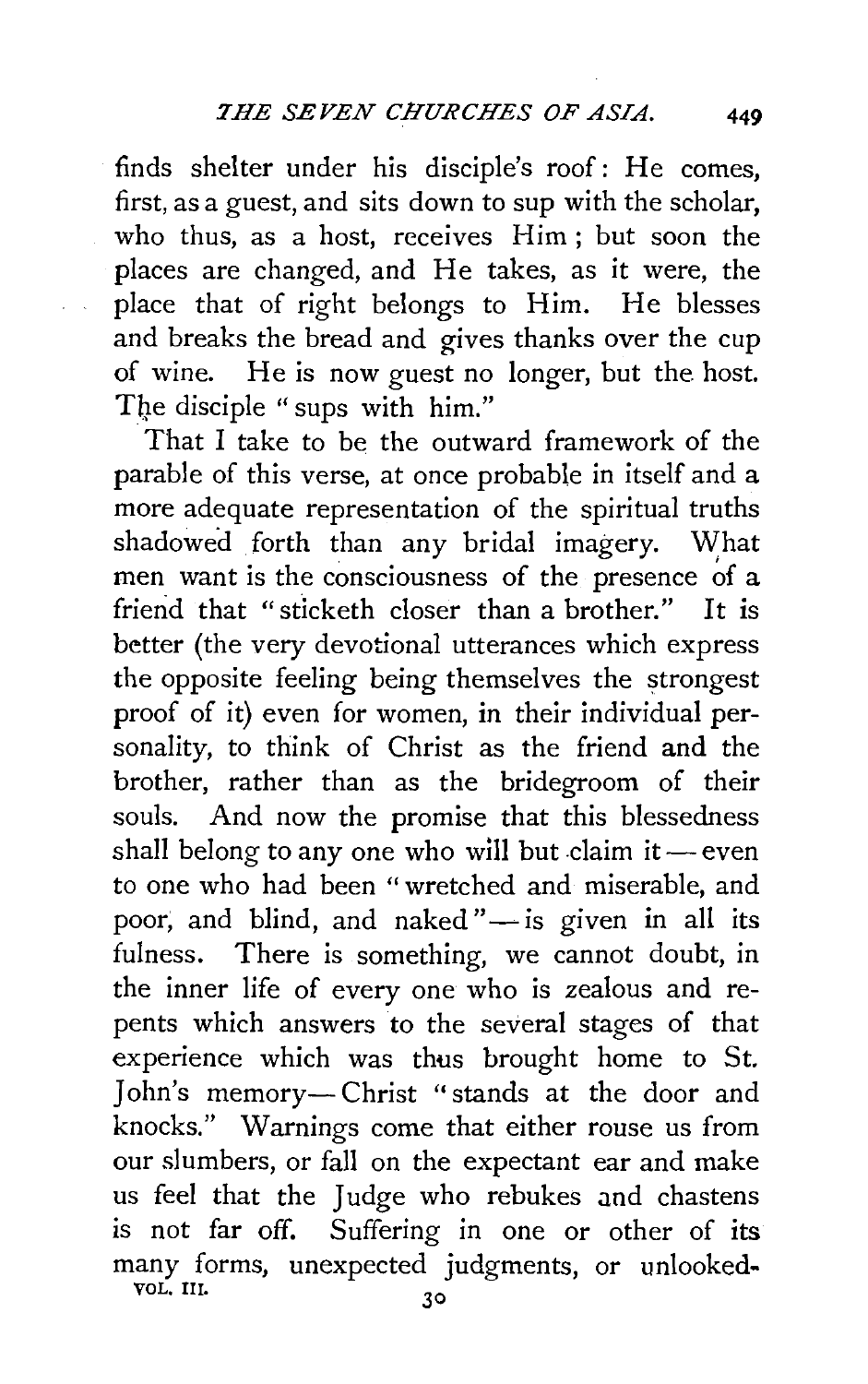finds shelter under his disciple's roof: He comes, first, as a guest, and sits down to sup with the scholar, who thus, as a host, receives Him; but soon the places are changed, and He takes, as it were, the place that of right belongs to Him. He blesses and breaks the bread and gives thanks over the cup of wine. He is now guest no longer, but the host. The disciple "sups with him."

That I take to be the outward framework of the parable of this verse, at once probable in itself and a more adequate representation of the spiritual truths shadowed forth than any bridal imagery. What men want is the consciousness of the presence of a friend that "sticketh closer than a brother." It is better (the very devotional utterances which express the opposite feeling being themselves the strongest proof of it) even for women, in their individual personality, to think of Christ as the friend and the brother, rather than as the bridegroom of their souls. And now the promise that this blessedness shall belong to any one who will but claim it — even to one who had been "wretched and miserable, and poor, and blind, and naked" — is given in all its fulness. There is something, we cannot doubt, in the inner life of every one who is zealous and repents which answers to the several stages of that experience which was thus brought home to St. John's memory — Christ "stands at the door and knocks." Warnings come that either rouse us from our slumbers, or fall on the expectant ear and make us feel that the Judge who rebukes and chastens is not far off. Suffering in one or other of its many forms, unexpected judgments, or unlooked-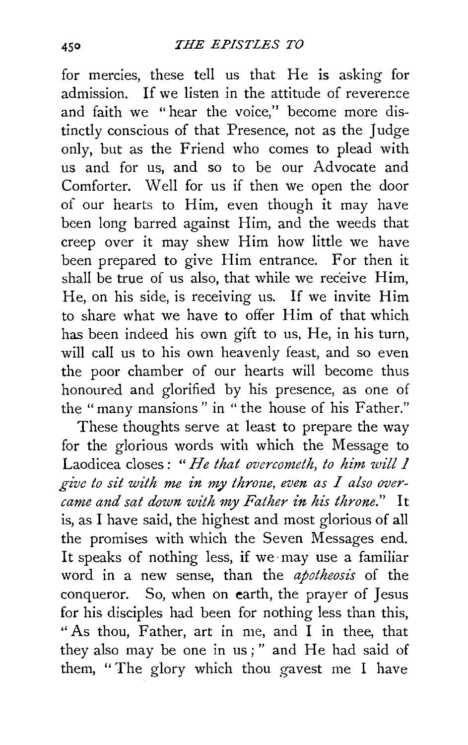for mercies, these tell us that He is asking for admission. If we listen in the attitude of reverence and faith we "hear the voice," become more distinctly conscious of that Presence, not as the Judge only, but as the Friend who comes to plead with us and for us, and so to be our Advocate and Comforter. Well for us if then we open the door of our hearts to Him, even though it may have been long barred against Him, and the weeds that creep over it may shew Him how little we have been prepared to give Him entrance. For then it shall be true of us also, that while we receive Him, He, on his side, is receiving us. If we invite Him to share what we have to offer Him of that which has been indeed his own gift to us, He, in his turn, will call us to his own heavenly feast, and so even the poor chamber of our hearts will become thus honoured and glorified by his presence, as one of the "many mansions" in "the house of his Father."

These thoughts serve at least to prepare the way for the glorious words with which the Message to Laodicea closes: "*He that overcometh, to him will I give to sit with me in my throne, even as I also overcame and sat down with my Father in his throne.*" It is, as I have said, the highest and most glorious of all the promises with which the Seven Messages end. It speaks of nothing less, if we may use a familiar word in a new sense, than the *apotheosis* of the conqueror. So, when on earth, the prayer of Jesus for his disciples had been for nothing less than this, "As thou, Father, art in me, and I in thee, that they also may be one in us;" and He had said of them, "The glory which thou gavest me I have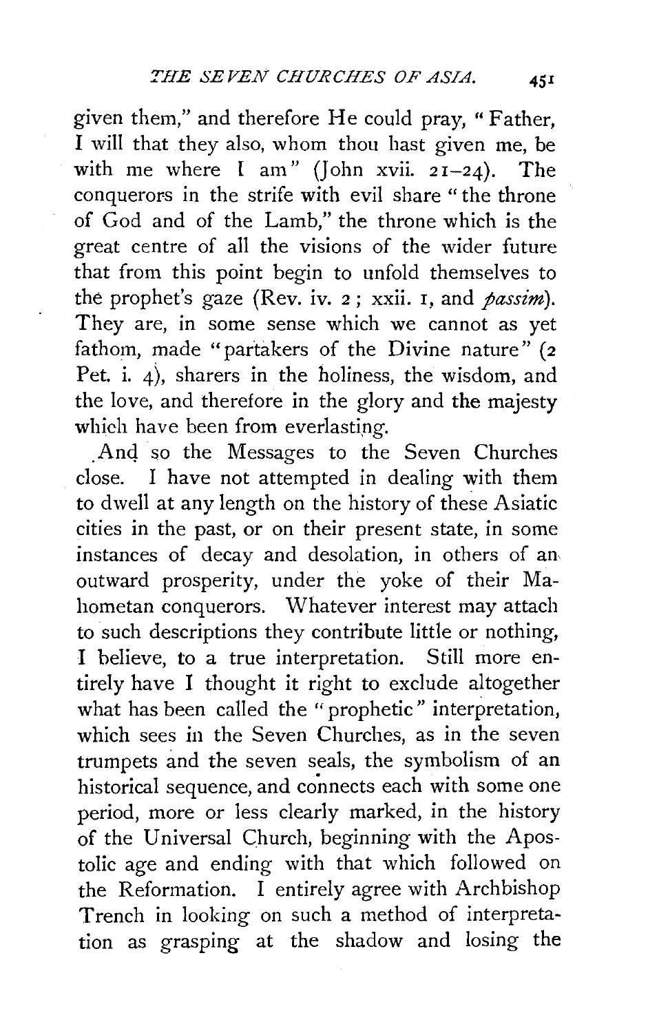given them," and therefore He could pray, "Father, I will that they also, whom thou hast given me, be with me where I am" (John xvii. 21–24). The conquerors in the strife with evil share "the throne of God and of the Lamb," the throne which is the great centre of all the visions of the wider future that from this point begin to unfold themselves to the prophet's gaze (Rev. iv. 2; xxii. 1, and *passim*). They are, in some sense which we cannot as yet fathom, made "partakers of the Divine nature" (2 Pet. i. 4), sharers in the holiness, the wisdom, and the love, and therefore in the glory and the majesty which have been from everlasting.

And so the Messages to the Seven Churches close. I have not attempted in dealing with them to dwell at any length on the history of these Asiatic cities in the past, or on their present state, in some instances of decay and desolation, in others of an outward prosperity, under the yoke of their Mahometan conquerors. Whatever interest may attach to such descriptions they contribute little or nothing, I believe, to a true interpretation. Still more entirely have I thought it right to exclude altogether what has been called the "prophetic" interpretation, which sees in the Seven Churches, as in the seven trumpets and the seven seals, the symbolism of an historical sequence, and connects each with some one period, more or less clearly marked, in the history of the Universal Church, beginning with the Apostolic age and ending with that which followed on the Reformation. I entirely agree with Archbishop Trench in looking on such a method of interpretation as grasping at the shadow and losing the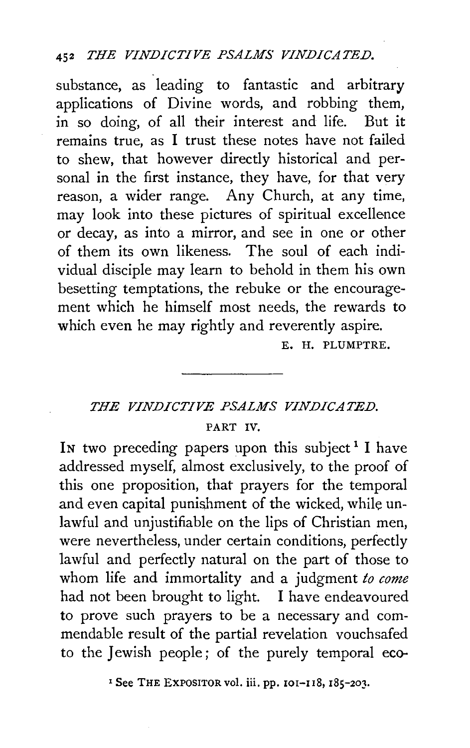substance, as leading to fantastic and arbitrary applications of Divine words, and robbing them, in so doing, of all their interest and life. But it remains true, as I trust these notes have not failed to shew, that however directly historical and personal in the first instance, they have, for that very reason, a wider range. Any Church, at any time, may look into these pictures of spiritual excellence or decay, as into a mirror, and see in one or other of them its own likeness. The soul of each individual disciple may learn to behold in them his own besetting temptations, the rebuke or the encouragement which he himself most needs, the rewards to which even he may rightly and reverently aspire.

E. H. PLUMPTRE.

---

## *THE VINDICTIVE PSALMS VINDICATED.*

### PART IV.

IN two preceding papers upon this subject[1] I have addressed myself, almost exclusively, to the proof of this one proposition, that prayers for the temporal and even capital punishment of the wicked, while unlawful and unjustifiable on the lips of Christian men, were nevertheless, under certain conditions, perfectly lawful and perfectly natural on the part of those to whom life and immortality and a judgment *to come* had not been brought to light. I have endeavoured to prove such prayers to be a necessary and commendable result of the partial revelation vouchsafed to the Jewish people; of the purely temporal eco-

[1] See THE EXPOSITOR vol. iii. pp. 101–118, 185–203.